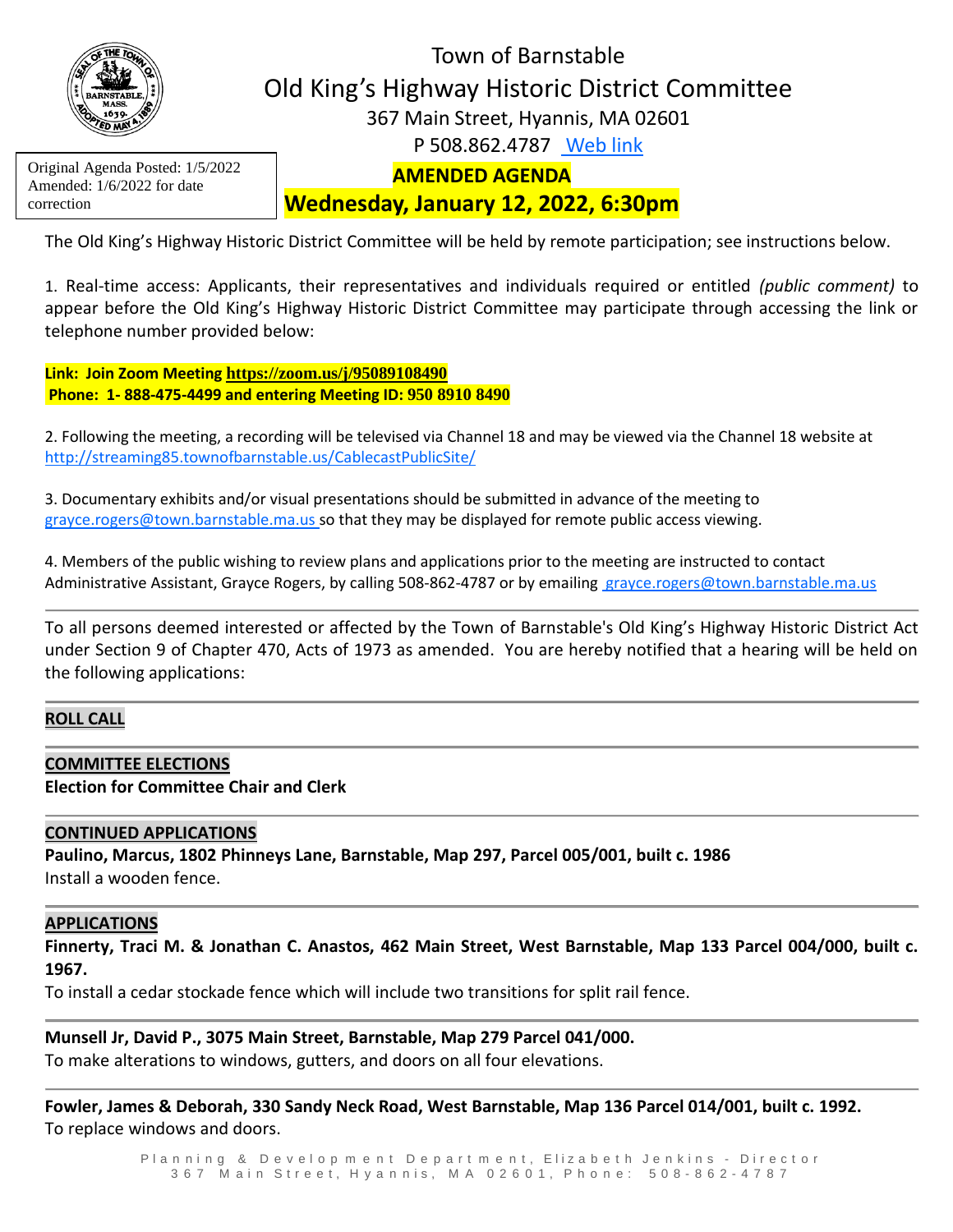Original Agenda Posted: 1/5/2022
Amended: 1/6/2022 for date correction

# Town of Barnstable
## Old King's Highway Historic District Committee

367 Main Street, Hyannis, MA 02601
P 508.862.4787 [Web link]

**AMENDED AGENDA**

**Wednesday, January 12, 2022, 6:30pm**

The Old King's Highway Historic District Committee will be held by remote participation; see instructions below.

1. Real-time access: Applicants, their representatives and individuals required or entitled *(public comment)* to appear before the Old King's Highway Historic District Committee may participate through accessing the link or telephone number provided below:

**Link: Join Zoom Meeting https://zoom.us/j/95089108490**
**Phone: 1- 888-475-4499 and entering Meeting ID: 950 8910 8490**

2. Following the meeting, a recording will be televised via Channel 18 and may be viewed via the Channel 18 website at http://streaming85.townofbarnstable.us/CablecastPublicSite/

3. Documentary exhibits and/or visual presentations should be submitted in advance of the meeting to grayce.rogers@town.barnstable.ma.us so that they may be displayed for remote public access viewing.

4. Members of the public wishing to review plans and applications prior to the meeting are instructed to contact Administrative Assistant, Grayce Rogers, by calling 508-862-4787 or by emailing grayce.rogers@town.barnstable.ma.us

---

To all persons deemed interested or affected by the Town of Barnstable's Old King's Highway Historic District Act under Section 9 of Chapter 470, Acts of 1973 as amended. You are hereby notified that a hearing will be held on the following applications:

---

**ROLL CALL**

---

**COMMITTEE ELECTIONS**

**Election for Committee Chair and Clerk**

---

**CONTINUED APPLICATIONS**

**Paulino, Marcus, 1802 Phinneys Lane, Barnstable, Map 297, Parcel 005/001, built c. 1986**
Install a wooden fence.

---

**APPLICATIONS**

**Finnerty, Traci M. & Jonathan C. Anastos, 462 Main Street, West Barnstable, Map 133 Parcel 004/000, built c. 1967.**
To install a cedar stockade fence which will include two transitions for split rail fence.

---

**Munsell Jr, David P., 3075 Main Street, Barnstable, Map 279 Parcel 041/000.**
To make alterations to windows, gutters, and doors on all four elevations.

---

**Fowler, James & Deborah, 330 Sandy Neck Road, West Barnstable, Map 136 Parcel 014/001, built c. 1992.**
To replace windows and doors.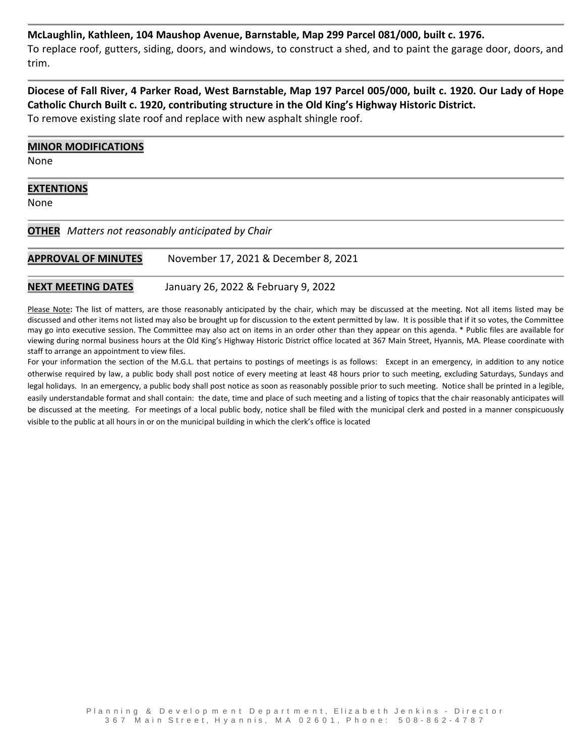**McLaughlin, Kathleen, 104 Maushop Avenue, Barnstable, Map 299 Parcel 081/000, built c. 1976.**
To replace roof, gutters, siding, doors, and windows, to construct a shed, and to paint the garage door, doors, and trim.

---

**Diocese of Fall River, 4 Parker Road, West Barnstable, Map 197 Parcel 005/000, built c. 1920. Our Lady of Hope Catholic Church Built c. 1920, contributing structure in the Old King's Highway Historic District.**
To remove existing slate roof and replace with new asphalt shingle roof.

---

**MINOR MODIFICATIONS**
None

---

**EXTENTIONS**
None

---

**OTHER** *Matters not reasonably anticipated by Chair*

---

**APPROVAL OF MINUTES** November 17, 2021 & December 8, 2021

---

**NEXT MEETING DATES** January 26, 2022 & February 9, 2022

Please Note**:** The list of matters, are those reasonably anticipated by the chair, which may be discussed at the meeting. Not all items listed may be discussed and other items not listed may also be brought up for discussion to the extent permitted by law. It is possible that if it so votes, the Committee may go into executive session. The Committee may also act on items in an order other than they appear on this agenda. * Public files are available for viewing during normal business hours at the Old King's Highway Historic District office located at 367 Main Street, Hyannis, MA. Please coordinate with staff to arrange an appointment to view files.

For your information the section of the M.G.L. that pertains to postings of meetings is as follows: Except in an emergency, in addition to any notice otherwise required by law, a public body shall post notice of every meeting at least 48 hours prior to such meeting, excluding Saturdays, Sundays and legal holidays. In an emergency, a public body shall post notice as soon as reasonably possible prior to such meeting. Notice shall be printed in a legible, easily understandable format and shall contain: the date, time and place of such meeting and a listing of topics that the chair reasonably anticipates will be discussed at the meeting. For meetings of a local public body, notice shall be filed with the municipal clerk and posted in a manner conspicuously visible to the public at all hours in or on the municipal building in which the clerk's office is located